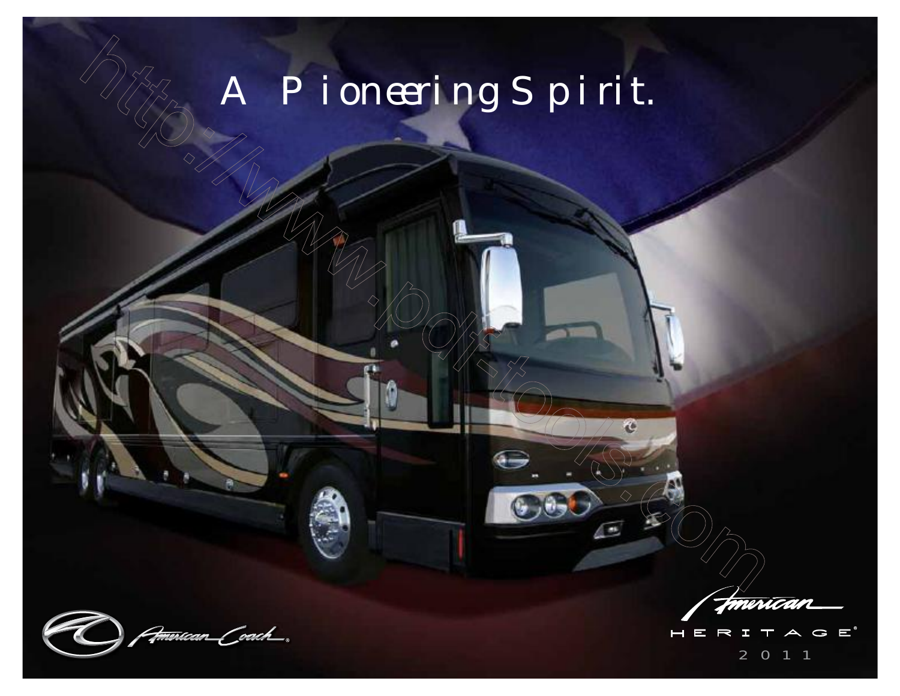# A Pioneering Spirit.

American Coach

American HERITAGE®

2011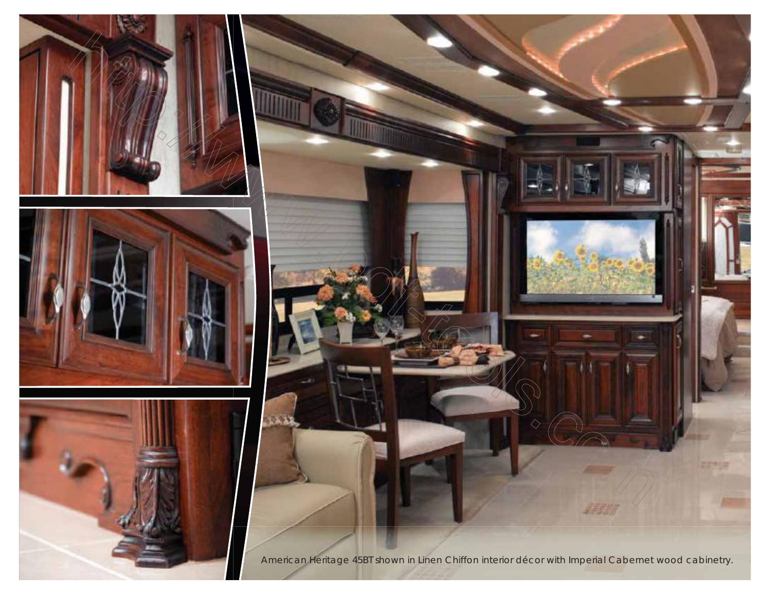American Heritage 45BT shown in Linen Chiffon interior décor with Imperial Cabernet wood cabinetry.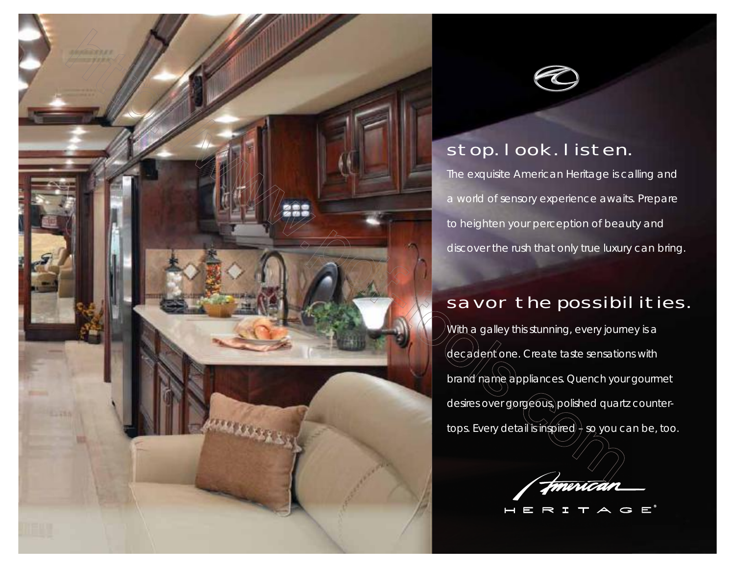## stop. look. listen.

The exquisite American Heritage is calling and a world of sensory experience awaits. Prepare to heighten your perception of beauty and discover the rush that only true luxury can bring.

## savor the possibilities.

With a galley this stunning, every journey is a decadent one. Create taste sensations with brand name appliances. Quench your gourmet desires over gorgeous, polished quartz countertops. Every detail is inspired – so you can be, too.

American HERITAGE®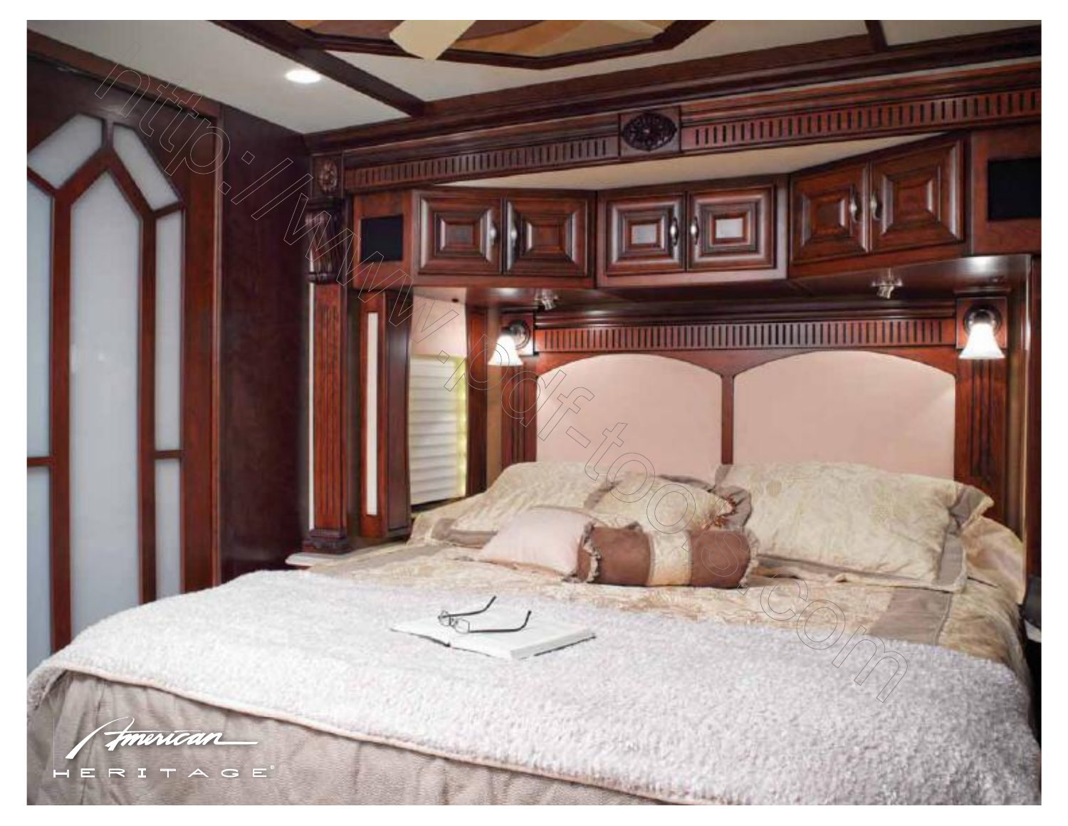American

HERITAGE®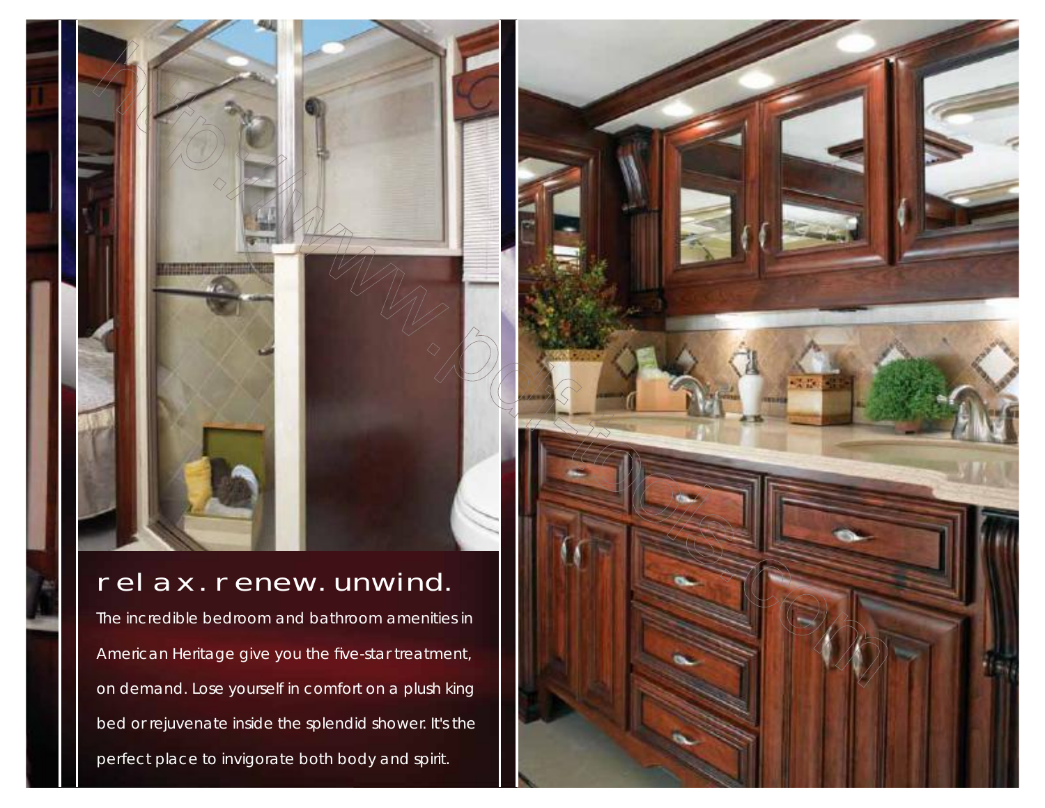## relax. renew. unwind.

The incredible bedroom and bathroom amenities in American Heritage give you the five-star treatment, on demand. Lose yourself in comfort on a plush king bed or rejuvenate inside the splendid shower. It's the perfect place to invigorate both body and spirit.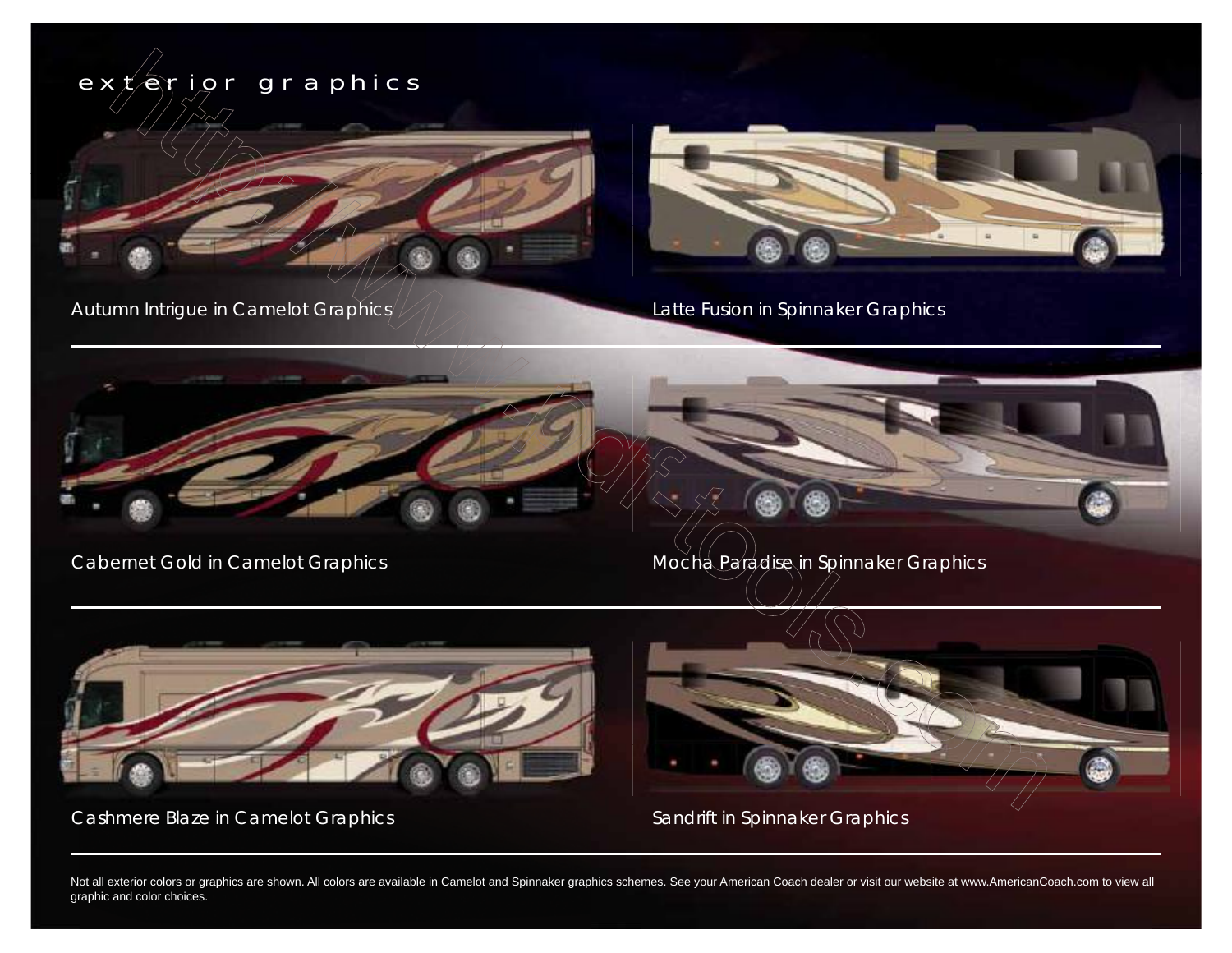# exterior graphics

Autumn Intrigue in Camelot Graphics

Latte Fusion in Spinnaker Graphics

Cabernet Gold in Camelot Graphics

Mocha Paradise in Spinnaker Graphics

Cashmere Blaze in Camelot Graphics

Sandrift in Spinnaker Graphics

Not all exterior colors or graphics are shown. All colors are available in Camelot and Spinnaker graphics schemes. See your American Coach dealer or visit our website at www.AmericanCoach.com to view all graphic and color choices.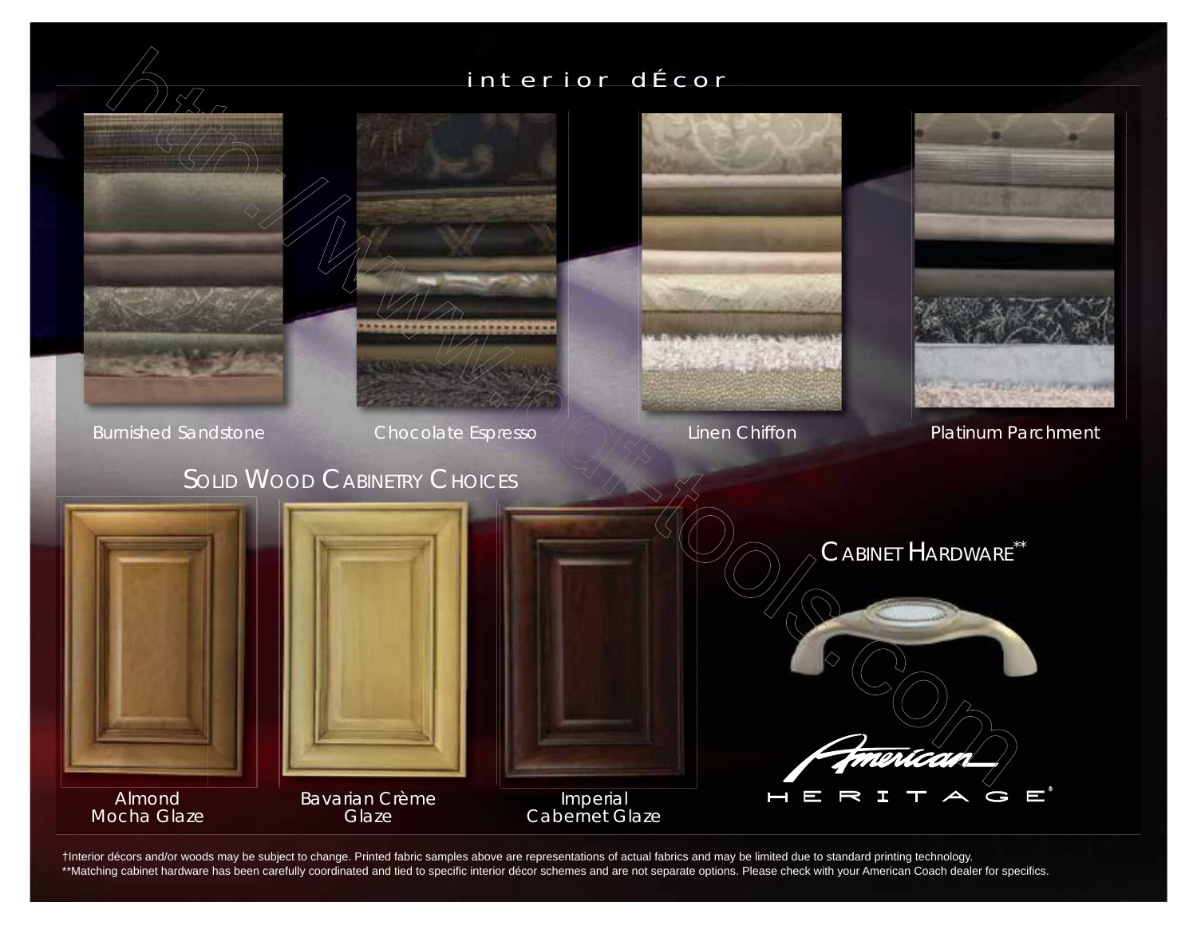# interior dÉcor

Burnished Sandstone

Chocolate Espresso

Linen Chiffon

Platinum Parchment

## Solid Wood Cabinetry Choices

Almond Mocha Glaze

Bavarian Crème Glaze

Imperial Cabernet Glaze

## Cabinet Hardware**

American HERITAGE®

†Interior décors and/or woods may be subject to change. Printed fabric samples above are representations of actual fabrics and may be limited due to standard printing technology.
**Matching cabinet hardware has been carefully coordinated and tied to specific interior décor schemes and are not separate options. Please check with your American Coach dealer for specifics.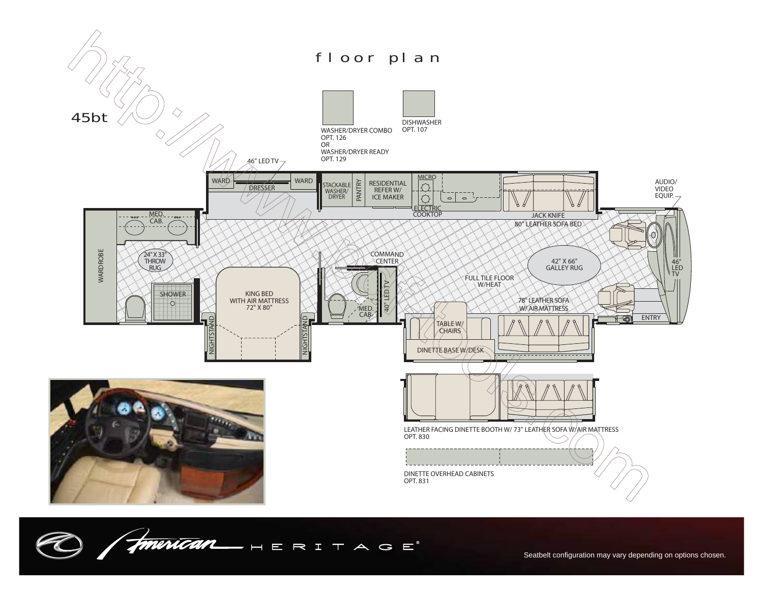# floor plan

## 45bt

WASHER/DRYER COMBO
OPT. 126
OR
WASHER/DRYER READY
OPT. 129

DISHWASHER
OPT. 107

46" LED TV

WARD

DRESSER

WARD

STACKABLE WASHER/ DRYER

PANTRY

RESIDENTIAL REFER W/ ICE MAKER

MICRO

ELECTRIC COOKTOP

JACK KNIFE 80" LEATHER SOFA BED

AUDIO/ VIDEO EQUIP.

MED. CAB.

WARDROBE

24" X 33" THROW RUG

SHOWER

KING BED WITH AIR MATTRESS 72" X 80"

NIGHTSTAND

NIGHTSTAND

COMMAND CENTER

40" LED TV

MED. CAB.

FULL TILE FLOOR W/HEAT

42" X 66" GALLEY RUG

46" LED TV

78" LEATHER SOFA W/ AIR MATTRESS

ENTRY

TABLE W/ CHAIRS

DINETTE BASE W/DESK

LEATHER FACING DINETTE BOOTH W/ 73" LEATHER SOFA W/AIR MATTRESS
OPT. 830

DINETTE OVERHEAD CABINETS
OPT. 831

American HERITAGE®

Seatbelt configuration may vary depending on options chosen.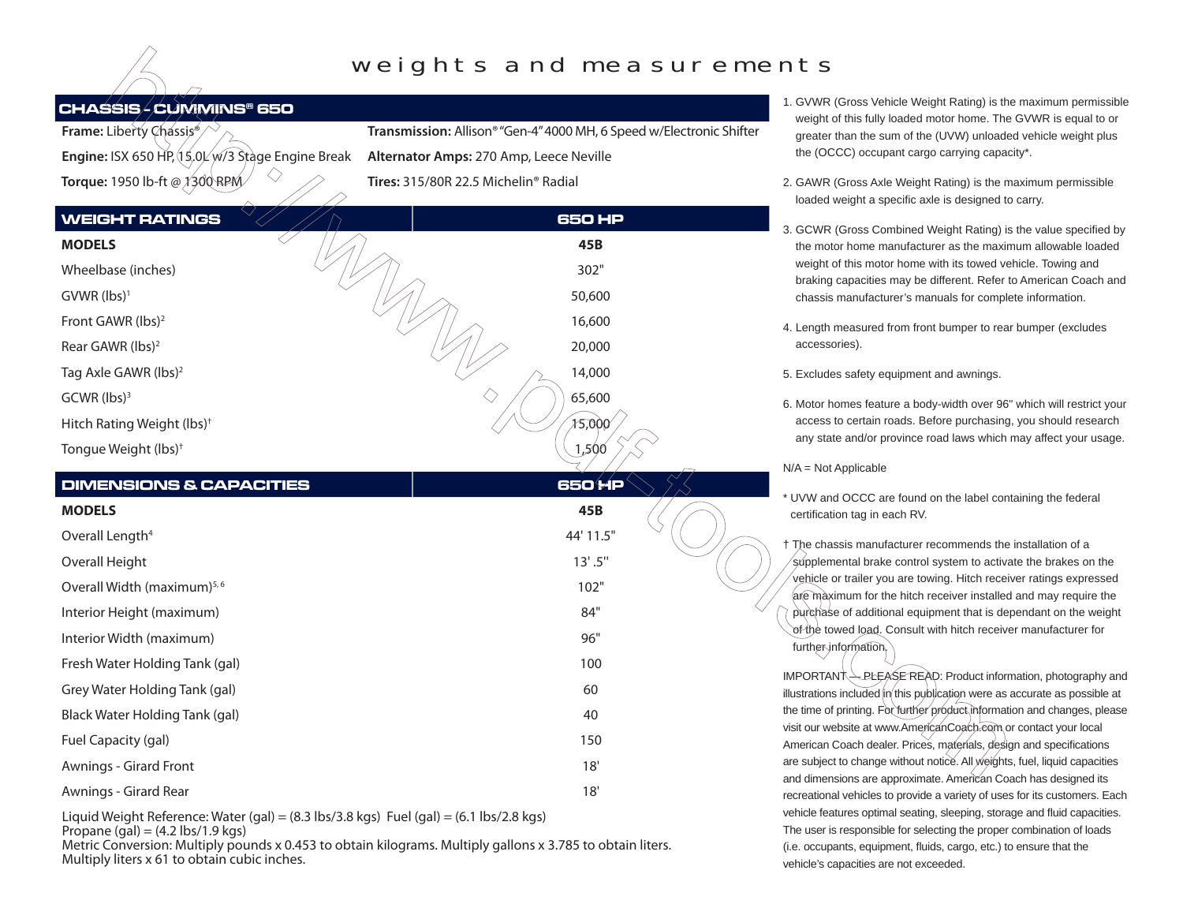# weights and measurements

## CHASSIS - CUMMINS® 650

**Frame:** Liberty Chassis®

**Engine:** ISX 650 HP, 15.0L w/3 Stage Engine Break

**Torque:** 1950 lb-ft @ 1300 RPM

**Transmission:** Allison® "Gen-4" 4000 MH, 6 Speed w/Electronic Shifter

**Alternator Amps:** 270 Amp, Leece Neville

**Tires:** 315/80R 22.5 Michelin® Radial

| WEIGHT RATINGS | 650 HP |
|---|---|
| **MODELS** | **45B** |
| Wheelbase (inches) | 302" |
| GVWR (lbs)[1] | 50,600 |
| Front GAWR (lbs)[2] | 16,600 |
| Rear GAWR (lbs)[2] | 20,000 |
| Tag Axle GAWR (lbs)[2] | 14,000 |
| GCWR (lbs)[3] | 65,600 |
| Hitch Rating Weight (lbs)† | 15,000 |
| Tongue Weight (lbs)† | 1,500 |

| DIMENSIONS & CAPACITIES | 650 HP |
|---|---|
| **MODELS** | **45B** |
| Overall Length[4] | 44' 11.5" |
| Overall Height | 13' .5" |
| Overall Width (maximum)[5, 6] | 102" |
| Interior Height (maximum) | 84" |
| Interior Width (maximum) | 96" |
| Fresh Water Holding Tank (gal) | 100 |
| Grey Water Holding Tank (gal) | 60 |
| Black Water Holding Tank (gal) | 40 |
| Fuel Capacity (gal) | 150 |
| Awnings - Girard Front | 18' |
| Awnings - Girard Rear | 18' |

Liquid Weight Reference: Water (gal) = (8.3 lbs/3.8 kgs) Fuel (gal) = (6.1 lbs/2.8 kgs)
Propane (gal) = (4.2 lbs/1.9 kgs)
Metric Conversion: Multiply pounds x 0.453 to obtain kilograms. Multiply gallons x 3.785 to obtain liters.
Multiply liters x 61 to obtain cubic inches.

1. GVWR (Gross Vehicle Weight Rating) is the maximum permissible weight of this fully loaded motor home. The GVWR is equal to or greater than the sum of the (UVW) unloaded vehicle weight plus the (OCCC) occupant cargo carrying capacity*.
2. GAWR (Gross Axle Weight Rating) is the maximum permissible loaded weight a specific axle is designed to carry.
3. GCWR (Gross Combined Weight Rating) is the value specified by the motor home manufacturer as the maximum allowable loaded weight of this motor home with its towed vehicle. Towing and braking capacities may be different. Refer to American Coach and chassis manufacturer's manuals for complete information.
4. Length measured from front bumper to rear bumper (excludes accessories).
5. Excludes safety equipment and awnings.
6. Motor homes feature a body-width over 96" which will restrict your access to certain roads. Before purchasing, you should research any state and/or province road laws which may affect your usage.

N/A = Not Applicable

* UVW and OCCC are found on the label containing the federal certification tag in each RV.

† The chassis manufacturer recommends the installation of a supplemental brake control system to activate the brakes on the vehicle or trailer you are towing. Hitch receiver ratings expressed are maximum for the hitch receiver installed and may require the purchase of additional equipment that is dependant on the weight of the towed load. Consult with hitch receiver manufacturer for further information.

IMPORTANT — PLEASE READ: Product information, photography and illustrations included in this publication were as accurate as possible at the time of printing. For further product information and changes, please visit our website at www.AmericanCoach.com or contact your local American Coach dealer. Prices, materials, design and specifications are subject to change without notice. All weights, fuel, liquid capacities and dimensions are approximate. American Coach has designed its recreational vehicles to provide a variety of uses for its customers. Each vehicle features optimal seating, sleeping, storage and fluid capacities. The user is responsible for selecting the proper combination of loads (i.e. occupants, equipment, fluids, cargo, etc.) to ensure that the vehicle's capacities are not exceeded.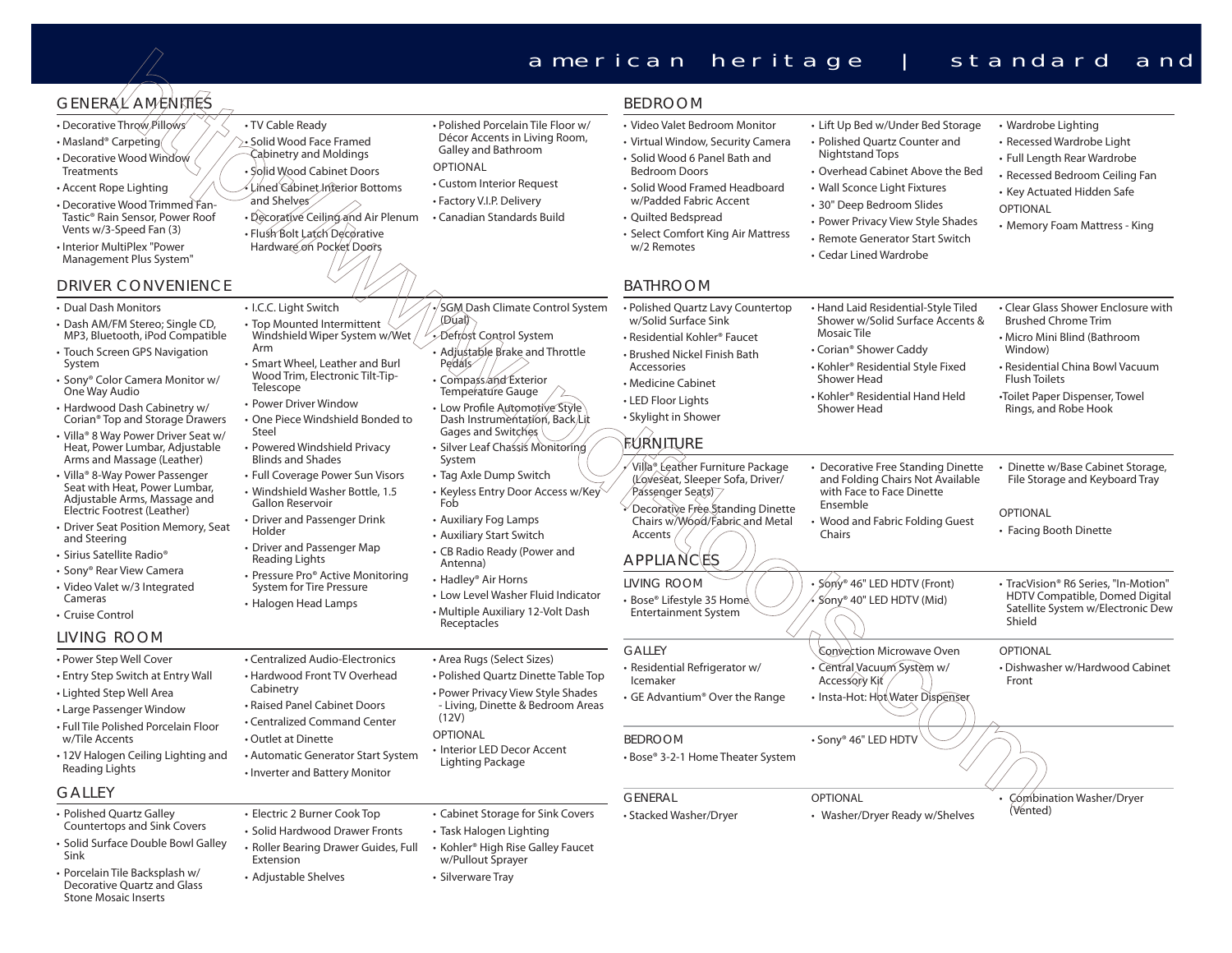# american heritage | standard and

## GENERAL AMENITIES

- Decorative Throw Pillows
- Masland® Carpeting
- Decorative Wood Window Treatments
- Accent Rope Lighting
- Decorative Wood Trimmed Fan-Tastic® Rain Sensor, Power Roof Vents w/3-Speed Fan (3)
- Interior MultiPlex "Power Management Plus System"
- TV Cable Ready
- Solid Wood Face Framed Cabinetry and Moldings
- Solid Wood Cabinet Doors
- Lined Cabinet Interior Bottoms and Shelves
- Decorative Ceiling and Air Plenum
- Flush Bolt Latch Decorative Hardware on Pocket Doors
- Polished Porcelain Tile Floor w/ Décor Accents in Living Room, Galley and Bathroom

OPTIONAL

- Custom Interior Request
- Factory V.I.P. Delivery
- Canadian Standards Build

## DRIVER CONVENIENCE

- Dual Dash Monitors
- Dash AM/FM Stereo; Single CD, MP3, Bluetooth, iPod Compatible
- Touch Screen GPS Navigation System
- Sony® Color Camera Monitor w/ One Way Audio
- Hardwood Dash Cabinetry w/ Corian® Top and Storage Drawers
- Villa® 8 Way Power Driver Seat w/ Heat, Power Lumbar, Adjustable Arms and Massage (Leather)
- Villa® 8-Way Power Passenger Seat with Heat, Power Lumbar, Adjustable Arms, Massage and Electric Footrest (Leather)
- Driver Seat Position Memory, Seat and Steering
- Sirius Satellite Radio®
- Sony® Rear View Camera
- Video Valet w/3 Integrated Cameras
- Cruise Control
- I.C.C. Light Switch
- Top Mounted Intermittent Windshield Wiper System w/Wet Arm
- Smart Wheel, Leather and Burl Wood Trim, Electronic Tilt-Tip-Telescope
- Power Driver Window
- One Piece Windshield Bonded to Steel
- Powered Windshield Privacy Blinds and Shades
- Full Coverage Power Sun Visors
- Windshield Washer Bottle, 1.5 Gallon Reservoir
- Driver and Passenger Drink Holder
- Driver and Passenger Map Reading Lights
- Pressure Pro® Active Monitoring System for Tire Pressure
- Halogen Head Lamps
- SGM Dash Climate Control System (Dual)
- Defrost Control System
- Adjustable Brake and Throttle Pedals
- Compass and Exterior Temperature Gauge
- Low Profile Automotive Style Dash Instrumentation, Back Lit Gages and Switches
- Silver Leaf Chassis Monitoring System
- Tag Axle Dump Switch
- Keyless Entry Door Access w/Key Fob
- Auxiliary Fog Lamps
- Auxiliary Start Switch
- CB Radio Ready (Power and Antenna)
- Hadley® Air Horns
- Low Level Washer Fluid Indicator
- Multiple Auxiliary 12-Volt Dash Receptacles

## LIVING ROOM

- Power Step Well Cover
- Entry Step Switch at Entry Wall
- Lighted Step Well Area
- Large Passenger Window
- Full Tile Polished Porcelain Floor w/Tile Accents
- 12V Halogen Ceiling Lighting and Reading Lights
- Centralized Audio-Electronics
- Hardwood Front TV Overhead Cabinetry
- Raised Panel Cabinet Doors
- Centralized Command Center
- Outlet at Dinette
- Automatic Generator Start System
- Inverter and Battery Monitor
- Area Rugs (Select Sizes)
- Polished Quartz Dinette Table Top
- Power Privacy View Style Shades - Living, Dinette & Bedroom Areas (12V)

OPTIONAL

- Interior LED Decor Accent Lighting Package

## GALLEY

- Polished Quartz Galley Countertops and Sink Covers
- Solid Surface Double Bowl Galley Sink
- Porcelain Tile Backsplash w/ Decorative Quartz and Glass Stone Mosaic Inserts
- Electric 2 Burner Cook Top
- Solid Hardwood Drawer Fronts
- Roller Bearing Drawer Guides, Full Extension
- Adjustable Shelves
- Cabinet Storage for Sink Covers
- Task Halogen Lighting
- Kohler® High Rise Galley Faucet w/Pullout Sprayer
- Silverware Tray

## BEDROOM

- Video Valet Bedroom Monitor
- Virtual Window, Security Camera
- Solid Wood 6 Panel Bath and Bedroom Doors
- Solid Wood Framed Headboard w/Padded Fabric Accent
- Quilted Bedspread
- Select Comfort King Air Mattress w/2 Remotes
- Lift Up Bed w/Under Bed Storage
- Polished Quartz Counter and Nightstand Tops
- Overhead Cabinet Above the Bed
- Wall Sconce Light Fixtures
- 30" Deep Bedroom Slides
- Power Privacy View Style Shades
- Remote Generator Start Switch
- Cedar Lined Wardrobe
- Wardrobe Lighting
- Recessed Wardrobe Light
- Full Length Rear Wardrobe
- Recessed Bedroom Ceiling Fan
- Key Actuated Hidden Safe

OPTIONAL

- Memory Foam Mattress - King

## BATHROOM

- Polished Quartz Lavy Countertop w/Solid Surface Sink
- Residential Kohler® Faucet
- Brushed Nickel Finish Bath Accessories
- Medicine Cabinet
- LED Floor Lights
- Skylight in Shower
- Hand Laid Residential-Style Tiled Shower w/Solid Surface Accents & Mosaic Tile
- Corian® Shower Caddy
- Kohler® Residential Style Fixed Shower Head
- Kohler® Residential Hand Held Shower Head
- Clear Glass Shower Enclosure with Brushed Chrome Trim
- Micro Mini Blind (Bathroom Window)
- Residential China Bowl Vacuum Flush Toilets
- Toilet Paper Dispenser, Towel Rings, and Robe Hook

## FURNITURE

- Villa® Leather Furniture Package (Loveseat, Sleeper Sofa, Driver/ Passenger Seats)
- Decorative Free Standing Dinette Chairs w/Wood/Fabric and Metal Accents
- Decorative Free Standing Dinette and Folding Chairs Not Available with Face to Face Dinette Ensemble
- Wood and Fabric Folding Guest Chairs
- Dinette w/Base Cabinet Storage, File Storage and Keyboard Tray

OPTIONAL

- Facing Booth Dinette

## APPLIANCES

### LIVING ROOM

- Bose® Lifestyle 35 Home Entertainment System
- Sony® 46" LED HDTV (Front)
- Sony® 40" LED HDTV (Mid)
- TracVision® R6 Series, "In-Motion" HDTV Compatible, Domed Digital Satellite System w/Electronic Dew Shield

### GALLEY

- Residential Refrigerator w/ Icemaker
- GE Advantium® Over the Range
- Convection Microwave Oven
- Central Vacuum System w/ Accessory Kit
- Insta-Hot: Hot Water Dispenser

OPTIONAL

- Dishwasher w/Hardwood Cabinet Front

### BEDROOM

- Bose® 3-2-1 Home Theater System
- Sony® 46" LED HDTV

### GENERAL

- Stacked Washer/Dryer

OPTIONAL

- Washer/Dryer Ready w/Shelves
- Combination Washer/Dryer (Vented)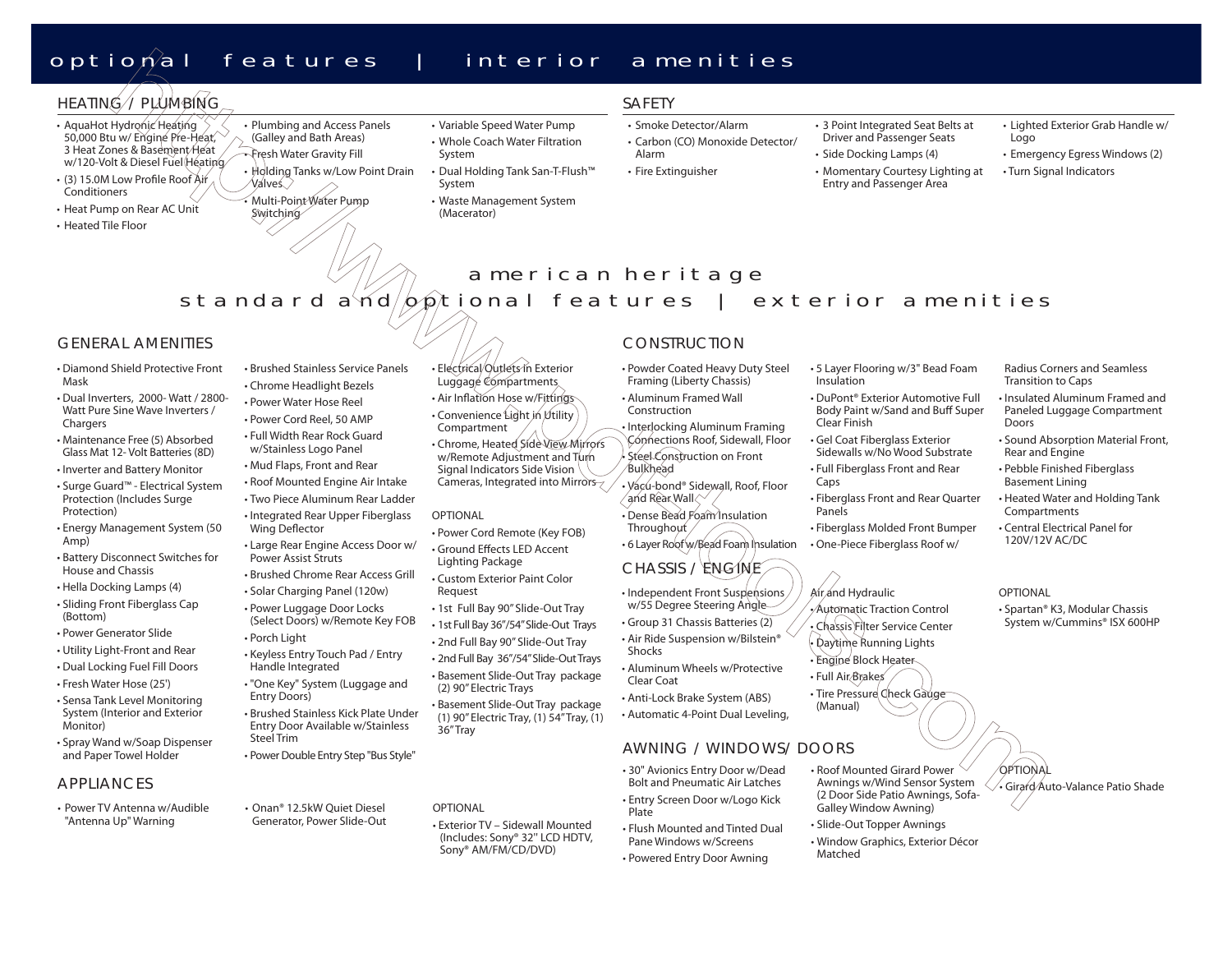# optional features | interior amenities

## HEATING / PLUMBING

- AquaHot Hydronic Heating 50,000 Btu w/ Engine Pre-Heat, 3 Heat Zones & Basement Heat w/120-Volt & Diesel Fuel Heating
- (3) 15.0M Low Profile Roof Air Conditioners
- Heat Pump on Rear AC Unit
- Heated Tile Floor
- Plumbing and Access Panels (Galley and Bath Areas)
- Fresh Water Gravity Fill
- Holding Tanks w/Low Point Drain Valves
- Multi-Point Water Pump Switching
- Variable Speed Water Pump
- Whole Coach Water Filtration System
- Dual Holding Tank San-T-Flush™ System
- Waste Management System (Macerator)

## SAFETY

- Smoke Detector/Alarm
- Carbon (CO) Monoxide Detector/ Alarm
- Fire Extinguisher
- 3 Point Integrated Seat Belts at Driver and Passenger Seats
- Side Docking Lamps (4)
- Momentary Courtesy Lighting at Entry and Passenger Area
- Lighted Exterior Grab Handle w/ Logo
- Emergency Egress Windows (2)
- Turn Signal Indicators

# american heritage
## standard and optional features | exterior amenities

## GENERAL AMENITIES

- Diamond Shield Protective Front Mask
- Dual Inverters, 2000- Watt / 2800- Watt Pure Sine Wave Inverters / Chargers
- Maintenance Free (5) Absorbed Glass Mat 12- Volt Batteries (8D)
- Inverter and Battery Monitor
- Surge Guard™ - Electrical System Protection (Includes Surge Protection)
- Energy Management System (50 Amp)
- Battery Disconnect Switches for House and Chassis
- Hella Docking Lamps (4)
- Sliding Front Fiberglass Cap (Bottom)
- Power Generator Slide
- Utility Light-Front and Rear
- Dual Locking Fuel Fill Doors
- Fresh Water Hose (25')
- Sensa Tank Level Monitoring System (Interior and Exterior Monitor)
- Spray Wand w/Soap Dispenser and Paper Towel Holder
- Brushed Stainless Service Panels
- Chrome Headlight Bezels
- Power Water Hose Reel
- Power Cord Reel, 50 AMP
- Full Width Rear Rock Guard w/Stainless Logo Panel
- Mud Flaps, Front and Rear
- Roof Mounted Engine Air Intake
- Two Piece Aluminum Rear Ladder
- Integrated Rear Upper Fiberglass Wing Deflector
- Large Rear Engine Access Door w/ Power Assist Struts
- Brushed Chrome Rear Access Grill
- Solar Charging Panel (120w)
- Power Luggage Door Locks (Select Doors) w/Remote Key FOB
- Porch Light
- Keyless Entry Touch Pad / Entry Handle Integrated
- "One Key" System (Luggage and Entry Doors)
- Brushed Stainless Kick Plate Under Entry Door Available w/Stainless Steel Trim
- Power Double Entry Step "Bus Style"
- Electrical Outlets in Exterior Luggage Compartments
- Air Inflation Hose w/Fittings
- Convenience Light in Utility Compartment
- Chrome, Heated Side View Mirrors w/Remote Adjustment and Turn Signal Indicators Side Vision Cameras, Integrated into Mirrors

OPTIONAL

- Power Cord Remote (Key FOB)
- Ground Effects LED Accent Lighting Package
- Custom Exterior Paint Color Request
- 1st Full Bay 90" Slide-Out Tray
- 1st Full Bay 36"/54" Slide-Out Trays
- 2nd Full Bay 90" Slide-Out Tray
- 2nd Full Bay 36"/54" Slide-Out Trays
- Basement Slide-Out Tray package (2) 90" Electric Trays
- Basement Slide-Out Tray package (1) 90" Electric Tray, (1) 54" Tray, (1) 36" Tray

## APPLIANCES

- Power TV Antenna w/Audible "Antenna Up" Warning
- Onan® 12.5kW Quiet Diesel Generator, Power Slide-Out

OPTIONAL

- Exterior TV – Sidewall Mounted (Includes: Sony® 32" LCD HDTV, Sony® AM/FM/CD/DVD)

## CONSTRUCTION

- Powder Coated Heavy Duty Steel Framing (Liberty Chassis)
- Aluminum Framed Wall Construction
- Interlocking Aluminum Framing Connections Roof, Sidewall, Floor
- Steel Construction on Front Bulkhead
- Vacu-bond® Sidewall, Roof, Floor and Rear Wall
- Dense Bead Foam Insulation Throughout
- 6 Layer Roof w/Bead Foam Insulation
- 5 Layer Flooring w/3" Bead Foam Insulation
- DuPont® Exterior Automotive Full Body Paint w/Sand and Buff Super Clear Finish
- Gel Coat Fiberglass Exterior Sidewalls w/No Wood Substrate
- Full Fiberglass Front and Rear Caps
- Fiberglass Front and Rear Quarter Panels
- Fiberglass Molded Front Bumper
- One-Piece Fiberglass Roof w/ Radius Corners and Seamless Transition to Caps
- Insulated Aluminum Framed and Paneled Luggage Compartment Doors
- Sound Absorption Material Front, Rear and Engine
- Pebble Finished Fiberglass Basement Lining
- Heated Water and Holding Tank Compartments
- Central Electrical Panel for 120V/12V AC/DC

## CHASSIS / ENGINE

- Independent Front Suspensions w/55 Degree Steering Angle
- Group 31 Chassis Batteries (2)
- Air Ride Suspension w/Bilstein® Shocks
- Aluminum Wheels w/Protective Clear Coat
- Anti-Lock Brake System (ABS)
- Automatic 4-Point Dual Leveling, Air and Hydraulic
- Automatic Traction Control
- Chassis Filter Service Center
- Daytime Running Lights
- Engine Block Heater
- Full Air Brakes
- Tire Pressure Check Gauge (Manual)

OPTIONAL

- Spartan® K3, Modular Chassis System w/Cummins® ISX 600HP

## AWNING / WINDOWS/ DOORS

- 30" Avionics Entry Door w/Dead Bolt and Pneumatic Air Latches
- Entry Screen Door w/Logo Kick Plate
- Flush Mounted and Tinted Dual Pane Windows w/Screens
- Powered Entry Door Awning
- Roof Mounted Girard Power Awnings w/Wind Sensor System (2 Door Side Patio Awnings, Sofa-Galley Window Awning)
- Slide-Out Topper Awnings
- Window Graphics, Exterior Décor Matched

OPTIONAL

- Girard Auto-Valance Patio Shade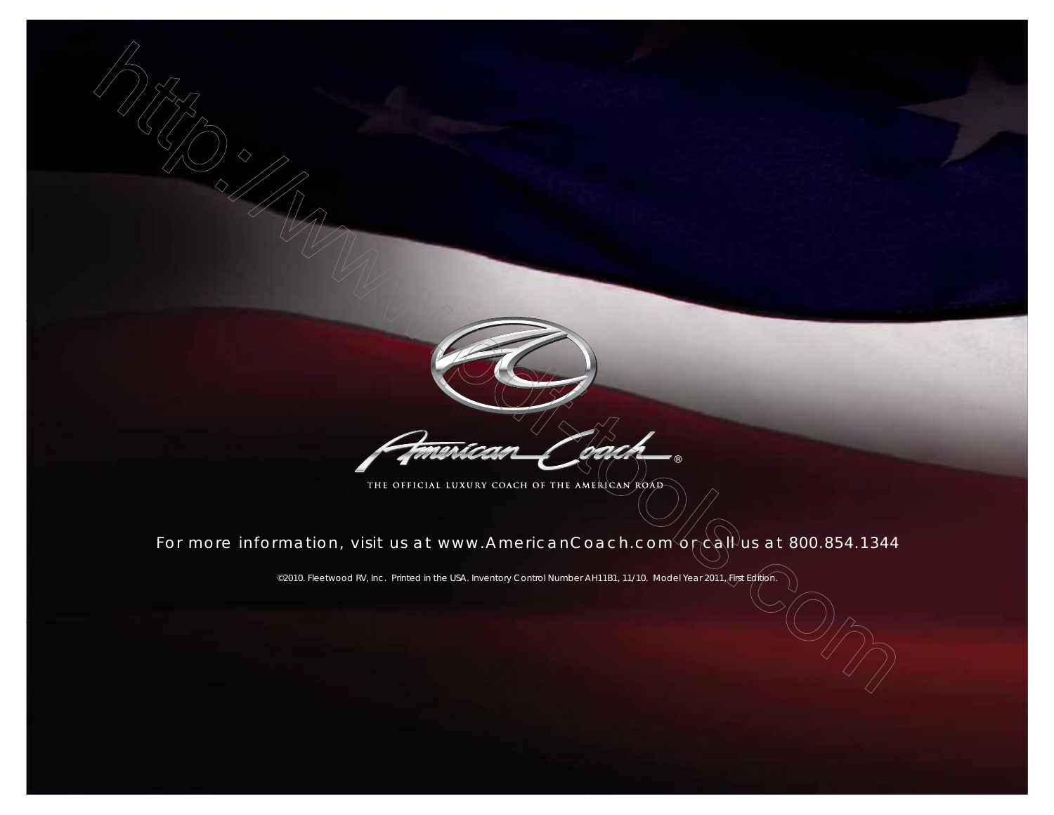American Coach®

THE OFFICIAL LUXURY COACH OF THE AMERICAN ROAD

For more information, visit us at www.AmericanCoach.com or call us at 800.854.1344

©2010. Fleetwood RV, Inc. Printed in the USA. Inventory Control Number AH11B1, 11/10. Model Year 2011, First Edition.